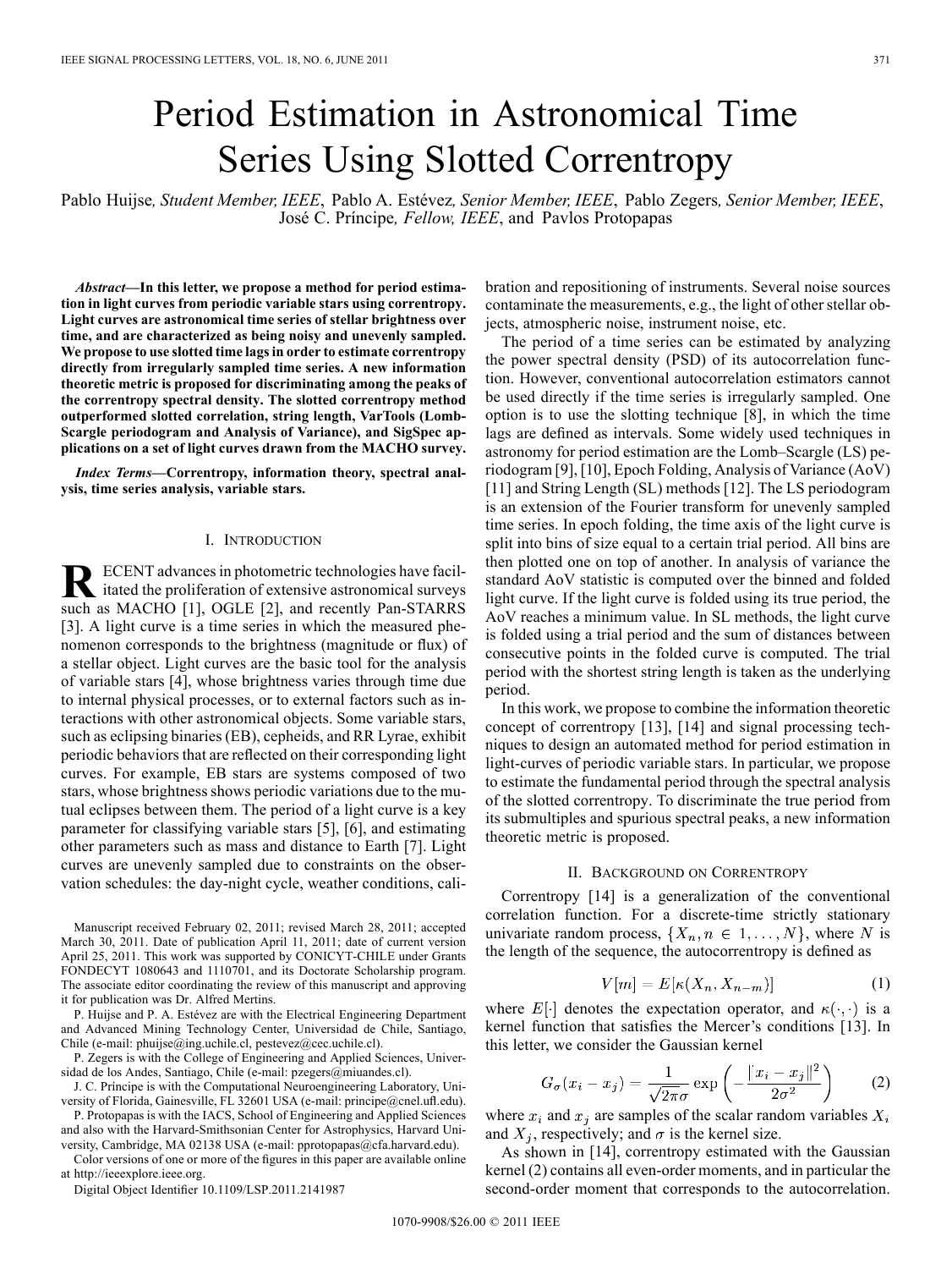# Period Estimation in Astronomical Time Series Using Slotted Correntropy

Pablo Huijse, *Student Member, IEEE*, Pablo A. Estévez, *Senior Member, IEEE*, Pablo Zegers, *Senior Member, IEEE*, José C. Príncipe, *Fellow, IEEE*, and Pavlos Protopapas

***Abstract*—In this letter, we propose a method for period estimation in light curves from periodic variable stars using correntropy. Light curves are astronomical time series of stellar brightness over time, and are characterized as being noisy and unevenly sampled. We propose to use slotted time lags in order to estimate correntropy directly from irregularly sampled time series. A new information theoretic metric is proposed for discriminating among the peaks of the correntropy spectral density. The slotted correntropy method outperformed slotted correlation, string length, VarTools (Lomb-Scargle periodogram and Analysis of Variance), and SigSpec applications on a set of light curves drawn from the MACHO survey.**

***Index Terms*—Correntropy, information theory, spectral analysis, time series analysis, variable stars.**

## I. Introduction

RECENT advances in photometric technologies have facilitated the proliferation of extensive astronomical surveys such as MACHO [1], OGLE [2], and recently Pan-STARRS [3]. A light curve is a time series in which the measured phenomenon corresponds to the brightness (magnitude or flux) of a stellar object. Light curves are the basic tool for the analysis of variable stars [4], whose brightness varies through time due to internal physical processes, or to external factors such as interactions with other astronomical objects. Some variable stars, such as eclipsing binaries (EB), cepheids, and RR Lyrae, exhibit periodic behaviors that are reflected on their corresponding light curves. For example, EB stars are systems composed of two stars, whose brightness shows periodic variations due to the mutual eclipses between them. The period of a light curve is a key parameter for classifying variable stars [5], [6], and estimating other parameters such as mass and distance to Earth [7]. Light curves are unevenly sampled due to constraints on the observation schedules: the day-night cycle, weather conditions, calibration and repositioning of instruments. Several noise sources contaminate the measurements, e.g., the light of other stellar objects, atmospheric noise, instrument noise, etc.

The period of a time series can be estimated by analyzing the power spectral density (PSD) of its autocorrelation function. However, conventional autocorrelation estimators cannot be used directly if the time series is irregularly sampled. One option is to use the slotting technique [8], in which the time lags are defined as intervals. Some widely used techniques in astronomy for period estimation are the Lomb–Scargle (LS) periodogram [9], [10], Epoch Folding, Analysis of Variance (AoV) [11] and String Length (SL) methods [12]. The LS periodogram is an extension of the Fourier transform for unevenly sampled time series. In epoch folding, the time axis of the light curve is split into bins of size equal to a certain trial period. All bins are then plotted one on top of another. In analysis of variance the standard AoV statistic is computed over the binned and folded light curve. If the light curve is folded using its true period, the AoV reaches a minimum value. In SL methods, the light curve is folded using a trial period and the sum of distances between consecutive points in the folded curve is computed. The trial period with the shortest string length is taken as the underlying period.

In this work, we propose to combine the information theoretic concept of correntropy [13], [14] and signal processing techniques to design an automated method for period estimation in light-curves of periodic variable stars. In particular, we propose to estimate the fundamental period through the spectral analysis of the slotted correntropy. To discriminate the true period from its submultiples and spurious spectral peaks, a new information theoretic metric is proposed.

## II. Background on Correntropy

Correntropy [14] is a generalization of the conventional correlation function. For a discrete-time strictly stationary univariate random process, $\{X_n, n \in 1,\ldots,N\}$, where $N$ is the length of the sequence, the autocorrentropy is defined as

$$V[m] = E[\kappa(X_n, X_{n-m})] \tag{1}$$

where $E[\cdot]$ denotes the expectation operator, and $\kappa(\cdot,\cdot)$ is a kernel function that satisfies the Mercer's conditions [13]. In this letter, we consider the Gaussian kernel

$$G_\sigma(x_i - x_j) = \frac{1}{\sqrt{2\pi}\sigma}\exp\left(-\frac{\|x_i - x_j\|^2}{2\sigma^2}\right) \tag{2}$$

where $x_i$ and $x_j$ are samples of the scalar random variables $X_i$ and $X_j$, respectively; and $\sigma$ is the kernel size.

As shown in [14], correntropy estimated with the Gaussian kernel (2) contains all even-order moments, and in particular the second-order moment that corresponds to the autocorrelation.

Manuscript received February 02, 2011; revised March 28, 2011; accepted March 30, 2011. Date of publication April 11, 2011; date of current version April 25, 2011. This work was supported by CONICYT-CHILE under Grants FONDECYT 1080643 and 1110701, and its Doctorate Scholarship program. The associate editor coordinating the review of this manuscript and approving it for publication was Dr. Alfred Mertins.

P. Huijse and P. A. Estévez are with the Electrical Engineering Department and Advanced Mining Technology Center, Universidad de Chile, Santiago, Chile (e-mail: phuijse@ing.uchile.cl, pestevez@cec.uchile.cl).

P. Zegers is with the College of Engineering and Applied Sciences, Universidad de los Andes, Santiago, Chile (e-mail: pzegers@miuandes.cl).

J. C. Príncipe is with the Computational Neuroengineering Laboratory, University of Florida, Gainesville, FL 32601 USA (e-mail: principe@cnel.ufl.edu).

P. Protopapas is with the IACS, School of Engineering and Applied Sciences and also with the Harvard-Smithsonian Center for Astrophysics, Harvard University, Cambridge, MA 02138 USA (e-mail: pprotopapas@cfa.harvard.edu).

Color versions of one or more of the figures in this paper are available online at http://ieeexplore.ieee.org.

Digital Object Identifier 10.1109/LSP.2011.2141987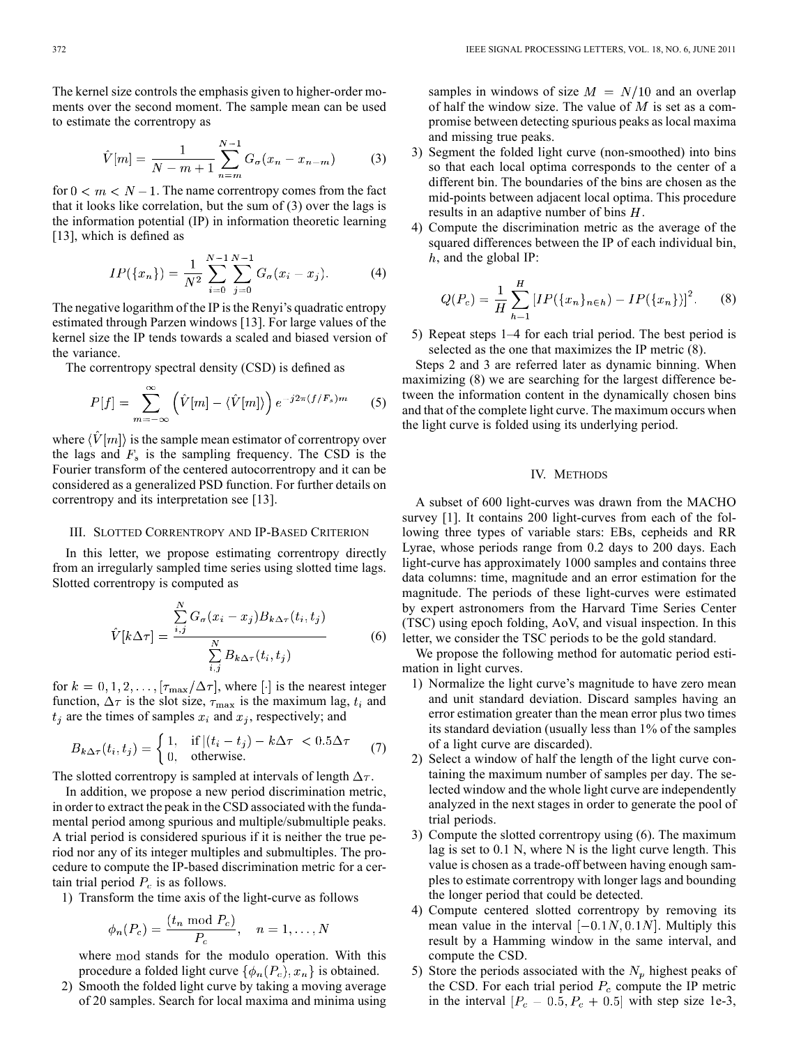The kernel size controls the emphasis given to higher-order moments over the second moment. The sample mean can be used to estimate the correntropy as

$$\hat{V}[m] = \frac{1}{N-m+1} \sum_{n=m}^{N-1} G_\sigma(x_n - x_{n-m}) \tag{3}$$

for $0 < m < N-1$. The name correntropy comes from the fact that it looks like correlation, but the sum of (3) over the lags is the information potential (IP) in information theoretic learning [13], which is defined as

$$IP(\{x_n\}) = \frac{1}{N^2} \sum_{i=0}^{N-1} \sum_{j=0}^{N-1} G_\sigma(x_i - x_j). \tag{4}$$

The negative logarithm of the IP is the Renyi's quadratic entropy estimated through Parzen windows [13]. For large values of the kernel size the IP tends towards a scaled and biased version of the variance.

The correntropy spectral density (CSD) is defined as

$$P[f] = \sum_{m=-\infty}^{\infty} \left( \hat{V}[m] - \langle \hat{V}[m] \rangle \right) e^{-j2\pi(f/F_s)m} \tag{5}$$

where $\langle \hat{V}[m] \rangle$ is the sample mean estimator of correntropy over the lags and $F_s$ is the sampling frequency. The CSD is the Fourier transform of the centered autocorrentropy and it can be considered as a generalized PSD function. For further details on correntropy and its interpretation see [13].

## III. Slotted Correntropy and IP-Based Criterion

In this letter, we propose estimating correntropy directly from an irregularly sampled time series using slotted time lags. Slotted correntropy is computed as

$$\hat{V}[k\Delta\tau] = \frac{\sum_{i,j}^{N} G_\sigma(x_i - x_j) B_{k\Delta\tau}(t_i, t_j)}{\sum_{i,j}^{N} B_{k\Delta\tau}(t_i, t_j)} \tag{6}$$

for $k = 0, 1, 2, \ldots, [\tau_{\max}/\Delta\tau]$, where $[\cdot]$ is the nearest integer function, $\Delta\tau$ is the slot size, $\tau_{\max}$ is the maximum lag, $t_i$ and $t_j$ are the times of samples $x_i$ and $x_j$, respectively; and

$$B_{k\Delta\tau}(t_i, t_j) = \begin{cases} 1, & \text{if } |(t_i - t_j) - k\Delta\tau < 0.5\Delta\tau \\ 0, & \text{otherwise.} \end{cases} \tag{7}$$

The slotted correntropy is sampled at intervals of length $\Delta\tau$.

In addition, we propose a new period discrimination metric, in order to extract the peak in the CSD associated with the fundamental period among spurious and multiple/submultiple peaks. A trial period is considered spurious if it is neither the true period nor any of its integer multiples and submultiples. The procedure to compute the IP-based discrimination metric for a certain trial period $P_c$ is as follows.

1) Transform the time axis of the light-curve as follows

$$\phi_n(P_c) = \frac{(t_n \bmod P_c)}{P_c}, \quad n = 1, \ldots, N$$

where mod stands for the modulo operation. With this procedure a folded light curve $\{\phi_n(P_c), x_n\}$ is obtained.

2) Smooth the folded light curve by taking a moving average of 20 samples. Search for local maxima and minima using samples in windows of size $M = N/10$ and an overlap of half the window size. The value of $M$ is set as a compromise between detecting spurious peaks as local maxima and missing true peaks.

3) Segment the folded light curve (non-smoothed) into bins so that each local optima corresponds to the center of a different bin. The boundaries of the bins are chosen as the mid-points between adjacent local optima. This procedure results in an adaptive number of bins $H$.

4) Compute the discrimination metric as the average of the squared differences between the IP of each individual bin, $h$, and the global IP:

$$Q(P_c) = \frac{1}{H} \sum_{h-1}^{H} \left[ IP(\{x_n\}_{n \in h}) - IP(\{x_n\}) \right]^2. \tag{8}$$

5) Repeat steps 1–4 for each trial period. The best period is selected as the one that maximizes the IP metric (8).

Steps 2 and 3 are referred later as dynamic binning. When maximizing (8) we are searching for the largest difference between the information content in the dynamically chosen bins and that of the complete light curve. The maximum occurs when the light curve is folded using its underlying period.

## IV. Methods

A subset of 600 light-curves was drawn from the MACHO survey [1]. It contains 200 light-curves from each of the following three types of variable stars: EBs, cepheids and RR Lyrae, whose periods range from 0.2 days to 200 days. Each light-curve has approximately 1000 samples and contains three data columns: time, magnitude and an error estimation for the magnitude. The periods of these light-curves were estimated by expert astronomers from the Harvard Time Series Center (TSC) using epoch folding, AoV, and visual inspection. In this letter, we consider the TSC periods to be the gold standard.

We propose the following method for automatic period estimation in light curves.

1) Normalize the light curve's magnitude to have zero mean and unit standard deviation. Discard samples having an error estimation greater than the mean error plus two times its standard deviation (usually less than 1% of the samples of a light curve are discarded).

2) Select a window of half the length of the light curve containing the maximum number of samples per day. The selected window and the whole light curve are independently analyzed in the next stages in order to generate the pool of trial periods.

3) Compute the slotted correntropy using (6). The maximum lag is set to 0.1 N, where N is the light curve length. This value is chosen as a trade-off between having enough samples to estimate correntropy with longer lags and bounding the longer period that could be detected.

4) Compute centered slotted correntropy by removing its mean value in the interval $[-0.1N, 0.1N]$. Multiply this result by a Hamming window in the same interval, and compute the CSD.

5) Store the periods associated with the $N_p$ highest peaks of the CSD. For each trial period $P_c$ compute the IP metric in the interval $[P_c - 0.5, P_c + 0.5]$ with step size 1e-3,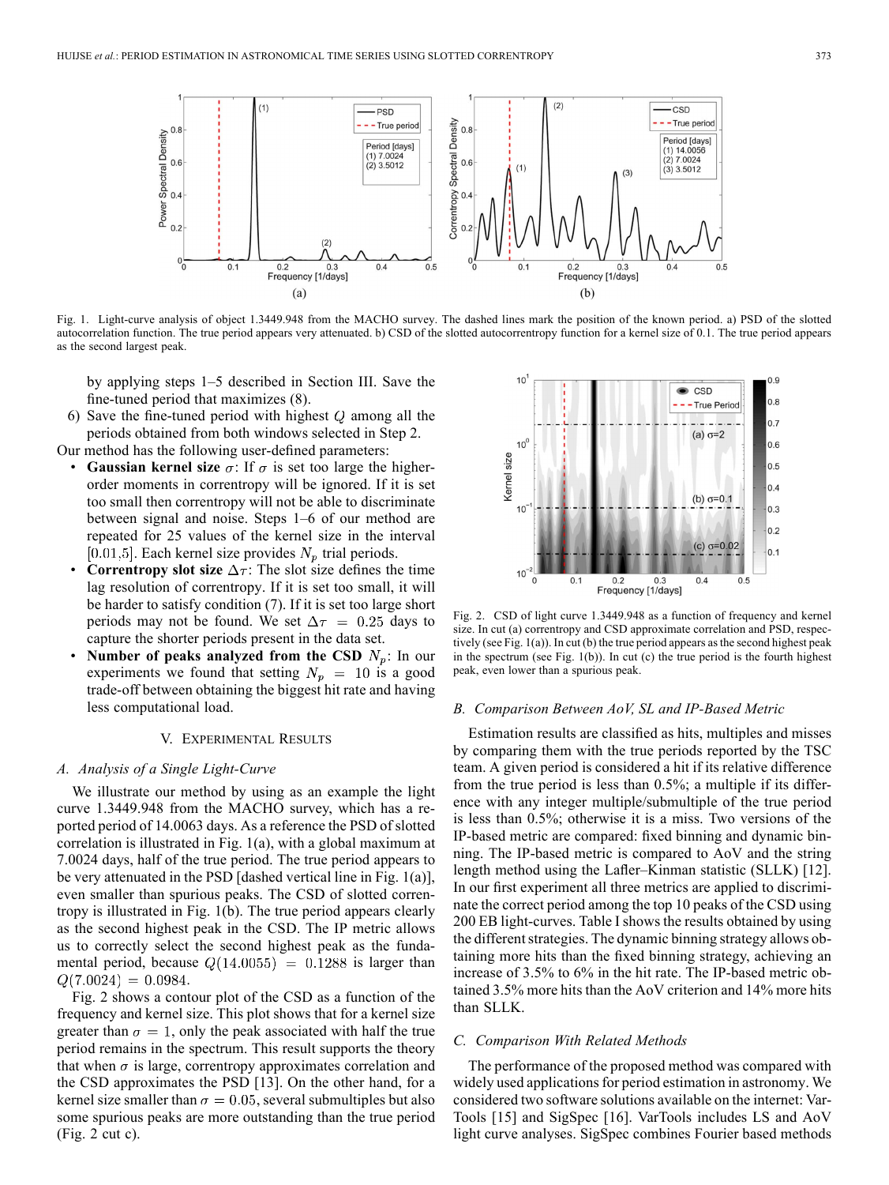Fig. 1. Light-curve analysis of object 1.3449.948 from the MACHO survey. The dashed lines mark the position of the known period. a) PSD of the slotted autocorrelation function. The true period appears very attenuated. b) CSD of the slotted autocorrentropy function for a kernel size of 0.1. The true period appears as the second largest peak.

by applying steps 1–5 described in Section III. Save the fine-tuned period that maximizes (8).

6) Save the fine-tuned period with highest $Q$ among all the periods obtained from both windows selected in Step 2.

Our method has the following user-defined parameters:

- **Gaussian kernel size** $\sigma$: If $\sigma$ is set too large the higher-order moments in correntropy will be ignored. If it is set too small then correntropy will not be able to discriminate between signal and noise. Steps 1–6 of our method are repeated for 25 values of the kernel size in the interval $[0.01, 5]$. Each kernel size provides $N_p$ trial periods.
- **Correntropy slot size** $\Delta\tau$: The slot size defines the time lag resolution of correntropy. If it is set too small, it will be harder to satisfy condition (7). If it is set too large short periods may not be found. We set $\Delta\tau = 0.25$ days to capture the shorter periods present in the data set.
- **Number of peaks analyzed from the CSD** $N_p$: In our experiments we found that setting $N_p = 10$ is a good trade-off between obtaining the biggest hit rate and having less computational load.

## V. Experimental Results

### A. Analysis of a Single Light-Curve

We illustrate our method by using as an example the light curve 1.3449.948 from the MACHO survey, which has a reported period of 14.0063 days. As a reference the PSD of slotted correlation is illustrated in Fig. 1(a), with a global maximum at 7.0024 days, half of the true period. The true period appears to be very attenuated in the PSD [dashed vertical line in Fig. 1(a)], even smaller than spurious peaks. The CSD of slotted correntropy is illustrated in Fig. 1(b). The true period appears clearly as the second highest peak in the CSD. The IP metric allows us to correctly select the second highest peak as the fundamental period, because $Q(14.0055) = 0.1288$ is larger than $Q(7.0024) = 0.0984$.

Fig. 2 shows a contour plot of the CSD as a function of the frequency and kernel size. This plot shows that for a kernel size greater than $\sigma = 1$, only the peak associated with half the true period remains in the spectrum. This result supports the theory that when $\sigma$ is large, correntropy approximates correlation and the CSD approximates the PSD [13]. On the other hand, for a kernel size smaller than $\sigma = 0.05$, several submultiples but also some spurious peaks are more outstanding than the true period (Fig. 2 cut c).

Fig. 2. CSD of light curve 1.3449.948 as a function of frequency and kernel size. In cut (a) correntropy and CSD approximate correlation and PSD, respectively (see Fig. 1(a)). In cut (b) the true period appears as the second highest peak in the spectrum (see Fig. 1(b)). In cut (c) the true period is the fourth highest peak, even lower than a spurious peak.

### B. Comparison Between AoV, SL and IP-Based Metric

Estimation results are classified as hits, multiples and misses by comparing them with the true periods reported by the TSC team. A given period is considered a hit if its relative difference from the true period is less than 0.5%; a multiple if its difference with any integer multiple/submultiple of the true period is less than 0.5%; otherwise it is a miss. Two versions of the IP-based metric are compared: fixed binning and dynamic binning. The IP-based metric is compared to AoV and the string length method using the Lafler–Kinman statistic (SLLK) [12]. In our first experiment all three metrics are applied to discriminate the correct period among the top 10 peaks of the CSD using 200 EB light-curves. Table I shows the results obtained by using the different strategies. The dynamic binning strategy allows obtaining more hits than the fixed binning strategy, achieving an increase of 3.5% to 6% in the hit rate. The IP-based metric obtained 3.5% more hits than the AoV criterion and 14% more hits than SLLK.

### C. Comparison With Related Methods

The performance of the proposed method was compared with widely used applications for period estimation in astronomy. We considered two software solutions available on the internet: VarTools [15] and SigSpec [16]. VarTools includes LS and AoV light curve analyses. SigSpec combines Fourier based methods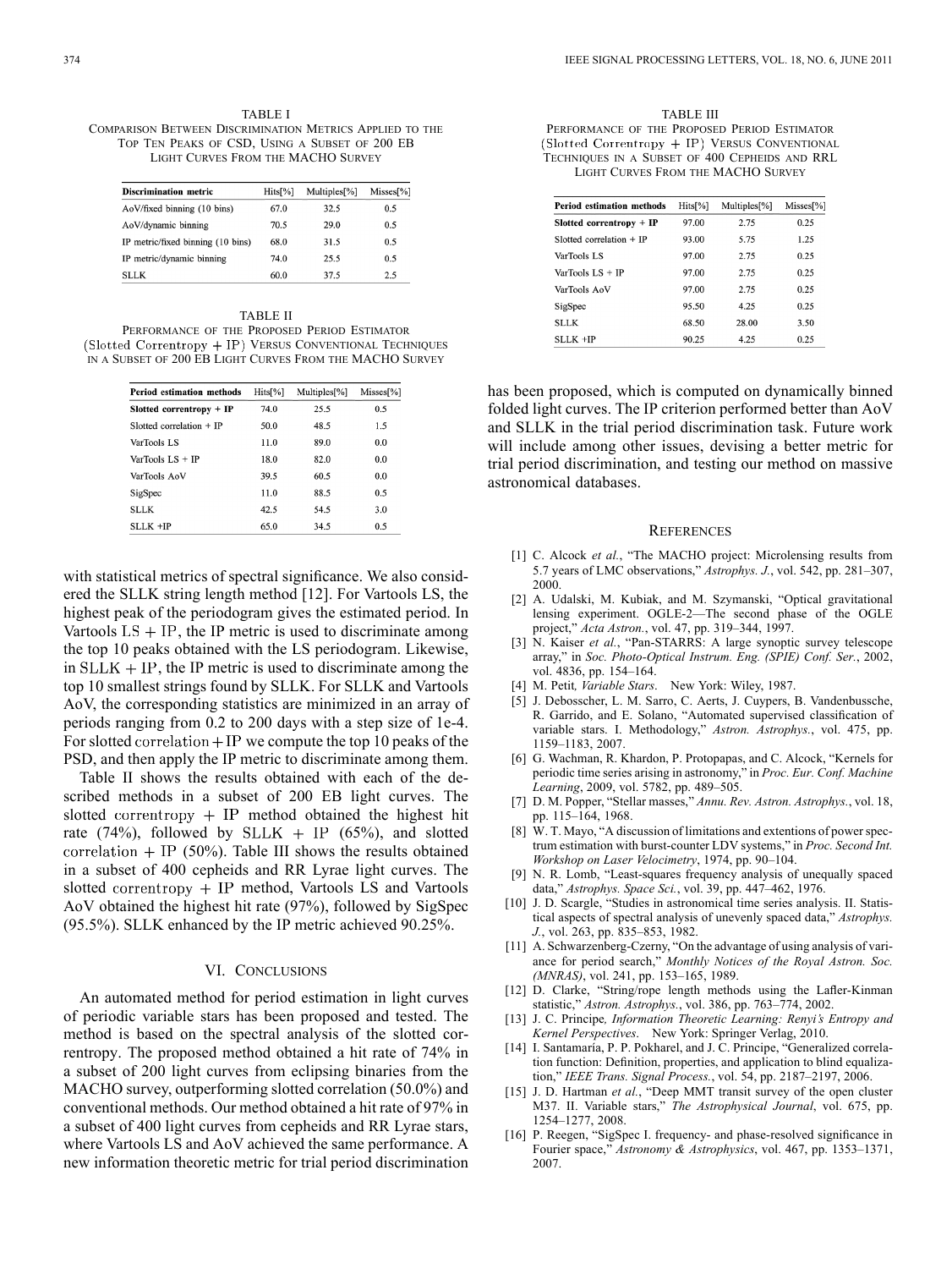TABLE I
Comparison Between Discrimination Metrics Applied to the Top Ten Peaks of CSD, Using a Subset of 200 EB Light Curves From the MACHO Survey

| Discrimination metric | Hits[%] | Multiples[%] | Misses[%] |
|---|---|---|---|
| AoV/fixed binning (10 bins) | 67.0 | 32.5 | 0.5 |
| AoV/dynamic binning | 70.5 | 29.0 | 0.5 |
| IP metric/fixed binning (10 bins) | 68.0 | 31.5 | 0.5 |
| IP metric/dynamic binning | 74.0 | 25.5 | 0.5 |
| SLLK | 60.0 | 37.5 | 2.5 |

TABLE II
Performance of the Proposed Period Estimator (Slotted Correntropy + IP) Versus Conventional Techniques in a Subset of 200 EB Light Curves From the MACHO Survey

| Period estimation methods | Hits[%] | Multiples[%] | Misses[%] |
|---|---|---|---|
| **Slotted correntropy + IP** | 74.0 | 25.5 | 0.5 |
| Slotted correlation + IP | 50.0 | 48.5 | 1.5 |
| VarTools LS | 11.0 | 89.0 | 0.0 |
| VarTools LS + IP | 18.0 | 82.0 | 0.0 |
| VarTools AoV | 39.5 | 60.5 | 0.0 |
| SigSpec | 11.0 | 88.5 | 0.5 |
| SLLK | 42.5 | 54.5 | 3.0 |
| SLLK +IP | 65.0 | 34.5 | 0.5 |

with statistical metrics of spectral significance. We also considered the SLLK string length method [12]. For Vartools LS, the highest peak of the periodogram gives the estimated period. In Vartools LS + IP, the IP metric is used to discriminate among the top 10 peaks obtained with the LS periodogram. Likewise, in SLLK + IP, the IP metric is used to discriminate among the top 10 smallest strings found by SLLK. For SLLK and Vartools AoV, the corresponding statistics are minimized in an array of periods ranging from 0.2 to 200 days with a step size of 1e-4. For slotted correlation + IP we compute the top 10 peaks of the PSD, and then apply the IP metric to discriminate among them.

Table II shows the results obtained with each of the described methods in a subset of 200 EB light curves. The slotted correntropy + IP method obtained the highest hit rate (74%), followed by SLLK + IP (65%), and slotted correlation + IP (50%). Table III shows the results obtained in a subset of 400 cepheids and RR Lyrae light curves. The slotted correntropy + IP method, Vartools LS and Vartools AoV obtained the highest hit rate (97%), followed by SigSpec (95.5%). SLLK enhanced by the IP metric achieved 90.25%.

## VI. Conclusions

An automated method for period estimation in light curves of periodic variable stars has been proposed and tested. The method is based on the spectral analysis of the slotted correntropy. The proposed method obtained a hit rate of 74% in a subset of 200 light curves from eclipsing binaries from the MACHO survey, outperforming slotted correlation (50.0%) and conventional methods. Our method obtained a hit rate of 97% in a subset of 400 light curves from cepheids and RR Lyrae stars, where Vartools LS and AoV achieved the same performance. A new information theoretic metric for trial period discrimination has been proposed, which is computed on dynamically binned folded light curves. The IP criterion performed better than AoV and SLLK in the trial period discrimination task. Future work will include among other issues, devising a better metric for trial period discrimination, and testing our method on massive astronomical databases.

TABLE III
Performance of the Proposed Period Estimator (Slotted Correntropy + IP) Versus Conventional Techniques in a Subset of 400 Cepheids and RRL Light Curves From the MACHO Survey

| Period estimation methods | Hits[%] | Multiples[%] | Misses[%] |
|---|---|---|---|
| **Slotted correntropy + IP** | 97.00 | 2.75 | 0.25 |
| Slotted correlation + IP | 93.00 | 5.75 | 1.25 |
| VarTools LS | 97.00 | 2.75 | 0.25 |
| VarTools LS + IP | 97.00 | 2.75 | 0.25 |
| VarTools AoV | 97.00 | 2.75 | 0.25 |
| SigSpec | 95.50 | 4.25 | 0.25 |
| SLLK | 68.50 | 28.00 | 3.50 |
| SLLK +IP | 90.25 | 4.25 | 0.25 |

## References

[1] C. Alcock *et al.*, "The MACHO project: Microlensing results from 5.7 years of LMC observations," *Astrophys. J.*, vol. 542, pp. 281–307, 2000.

[2] A. Udalski, M. Kubiak, and M. Szymanski, "Optical gravitational lensing experiment. OGLE-2—The second phase of the OGLE project," *Acta Astron.*, vol. 47, pp. 319–344, 1997.

[3] N. Kaiser *et al.*, "Pan-STARRS: A large synoptic survey telescope array," in *Soc. Photo-Optical Instrum. Eng. (SPIE) Conf. Ser.*, 2002, vol. 4836, pp. 154–164.

[4] M. Petit*, Variable Stars*. New York: Wiley, 1987.

[5] J. Debosscher, L. M. Sarro, C. Aerts, J. Cuypers, B. Vandenbussche, R. Garrido, and E. Solano, "Automated supervised classification of variable stars. I. Methodology," *Astron. Astrophys.*, vol. 475, pp. 1159–1183, 2007.

[6] G. Wachman, R. Khardon, P. Protopapas, and C. Alcock, "Kernels for periodic time series arising in astronomy," in *Proc. Eur. Conf. Machine Learning*, 2009, vol. 5782, pp. 489–505.

[7] D. M. Popper, "Stellar masses," *Annu. Rev. Astron. Astrophys.*, vol. 18, pp. 115–164, 1968.

[8] W. T. Mayo, "A discussion of limitations and extentions of power spectrum estimation with burst-counter LDV systems," in *Proc. Second Int. Workshop on Laser Velocimetry*, 1974, pp. 90–104.

[9] N. R. Lomb, "Least-squares frequency analysis of unequally spaced data," *Astrophys. Space Sci.*, vol. 39, pp. 447–462, 1976.

[10] J. D. Scargle, "Studies in astronomical time series analysis. II. Statistical aspects of spectral analysis of unevenly spaced data," *Astrophys. J.*, vol. 263, pp. 835–853, 1982.

[11] A. Schwarzenberg-Czerny, "On the advantage of using analysis of variance for period search," *Monthly Notices of the Royal Astron. Soc. (MNRAS)*, vol. 241, pp. 153–165, 1989.

[12] D. Clarke, "String/rope length methods using the Lafler-Kinman statistic," *Astron. Astrophys.*, vol. 386, pp. 763–774, 2002.

[13] J. C. Principe*, Information Theoretic Learning: Renyi's Entropy and Kernel Perspectives*. New York: Springer Verlag, 2010.

[14] I. Santamaría, P. P. Pokharel, and J. C. Principe, "Generalized correlation function: Definition, properties, and application to blind equalization," *IEEE Trans. Signal Process.*, vol. 54, pp. 2187–2197, 2006.

[15] J. D. Hartman *et al.*, "Deep MMT transit survey of the open cluster M37. II. Variable stars," *The Astrophysical Journal*, vol. 675, pp. 1254–1277, 2008.

[16] P. Reegen, "SigSpec I. frequency- and phase-resolved significance in Fourier space," *Astronomy & Astrophysics*, vol. 467, pp. 1353–1371, 2007.